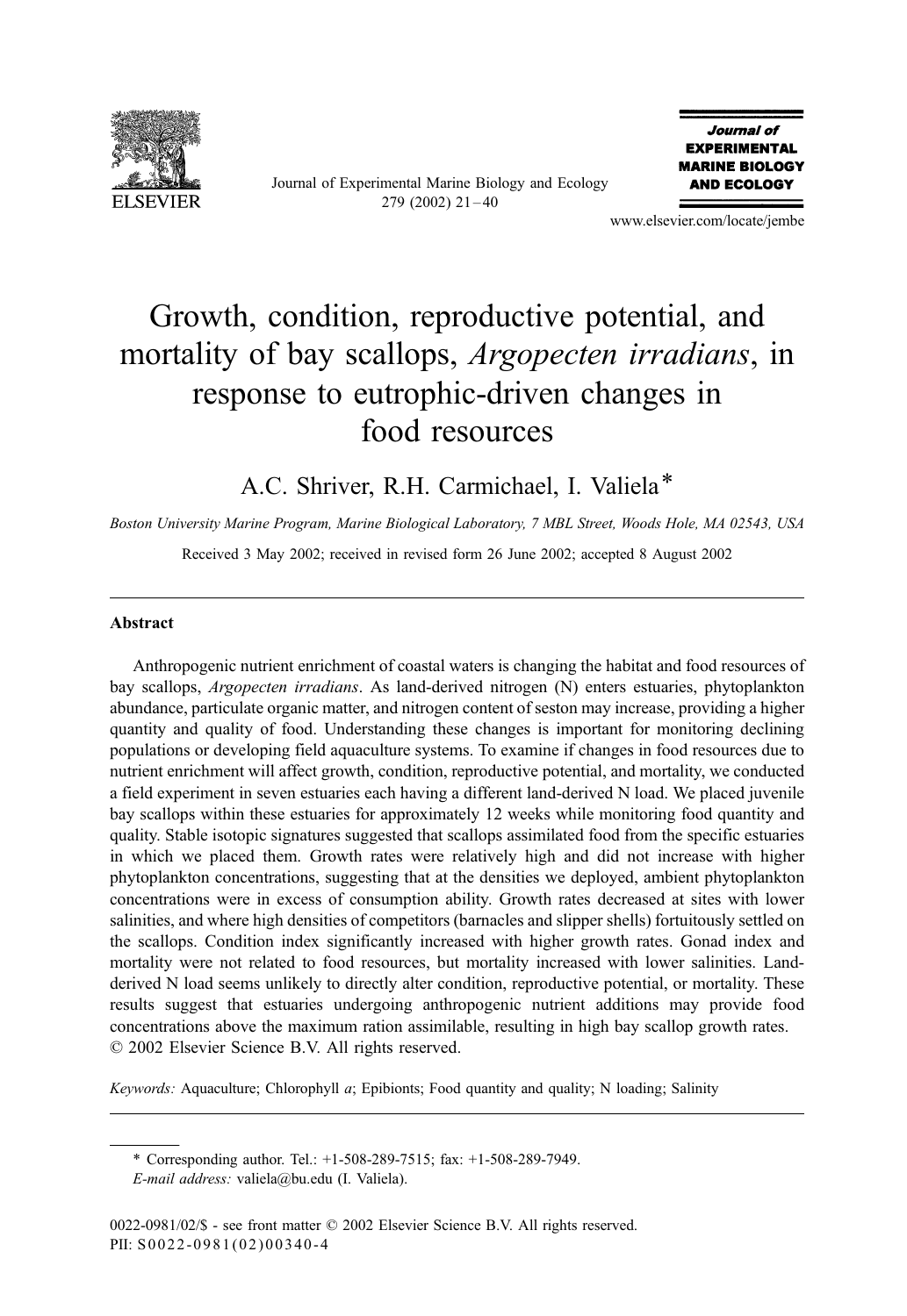# Growth, condition, reproductive potential, and mortality of bay scallops, *Argopecten irradians*, in response to eutrophic-driven changes in food resources

A.C. Shriver, R.H. Carmichael, I. Valiela*

*Boston University Marine Program, Marine Biological Laboratory, 7 MBL Street, Woods Hole, MA 02543, USA*

Received 3 May 2002; received in revised form 26 June 2002; accepted 8 August 2002

## Abstract

Anthropogenic nutrient enrichment of coastal waters is changing the habitat and food resources of bay scallops, *Argopecten irradians*. As land-derived nitrogen (N) enters estuaries, phytoplankton abundance, particulate organic matter, and nitrogen content of seston may increase, providing a higher quantity and quality of food. Understanding these changes is important for monitoring declining populations or developing field aquaculture systems. To examine if changes in food resources due to nutrient enrichment will affect growth, condition, reproductive potential, and mortality, we conducted a field experiment in seven estuaries each having a different land-derived N load. We placed juvenile bay scallops within these estuaries for approximately 12 weeks while monitoring food quantity and quality. Stable isotopic signatures suggested that scallops assimilated food from the specific estuaries in which we placed them. Growth rates were relatively high and did not increase with higher phytoplankton concentrations, suggesting that at the densities we deployed, ambient phytoplankton concentrations were in excess of consumption ability. Growth rates decreased at sites with lower salinities, and where high densities of competitors (barnacles and slipper shells) fortuitously settled on the scallops. Condition index significantly increased with higher growth rates. Gonad index and mortality were not related to food resources, but mortality increased with lower salinities. Land-derived N load seems unlikely to directly alter condition, reproductive potential, or mortality. These results suggest that estuaries undergoing anthropogenic nutrient additions may provide food concentrations above the maximum ration assimilable, resulting in high bay scallop growth rates.
© 2002 Elsevier Science B.V. All rights reserved.

*Keywords:* Aquaculture; Chlorophyll *a*; Epibionts; Food quantity and quality; N loading; Salinity

---

\* Corresponding author. Tel.: +1-508-289-7515; fax: +1-508-289-7949.
*E-mail address:* valiela@bu.edu (I. Valiela).

0022-0981/02/$ - see front matter © 2002 Elsevier Science B.V. All rights reserved.
PII: S0022-0981(02)00340-4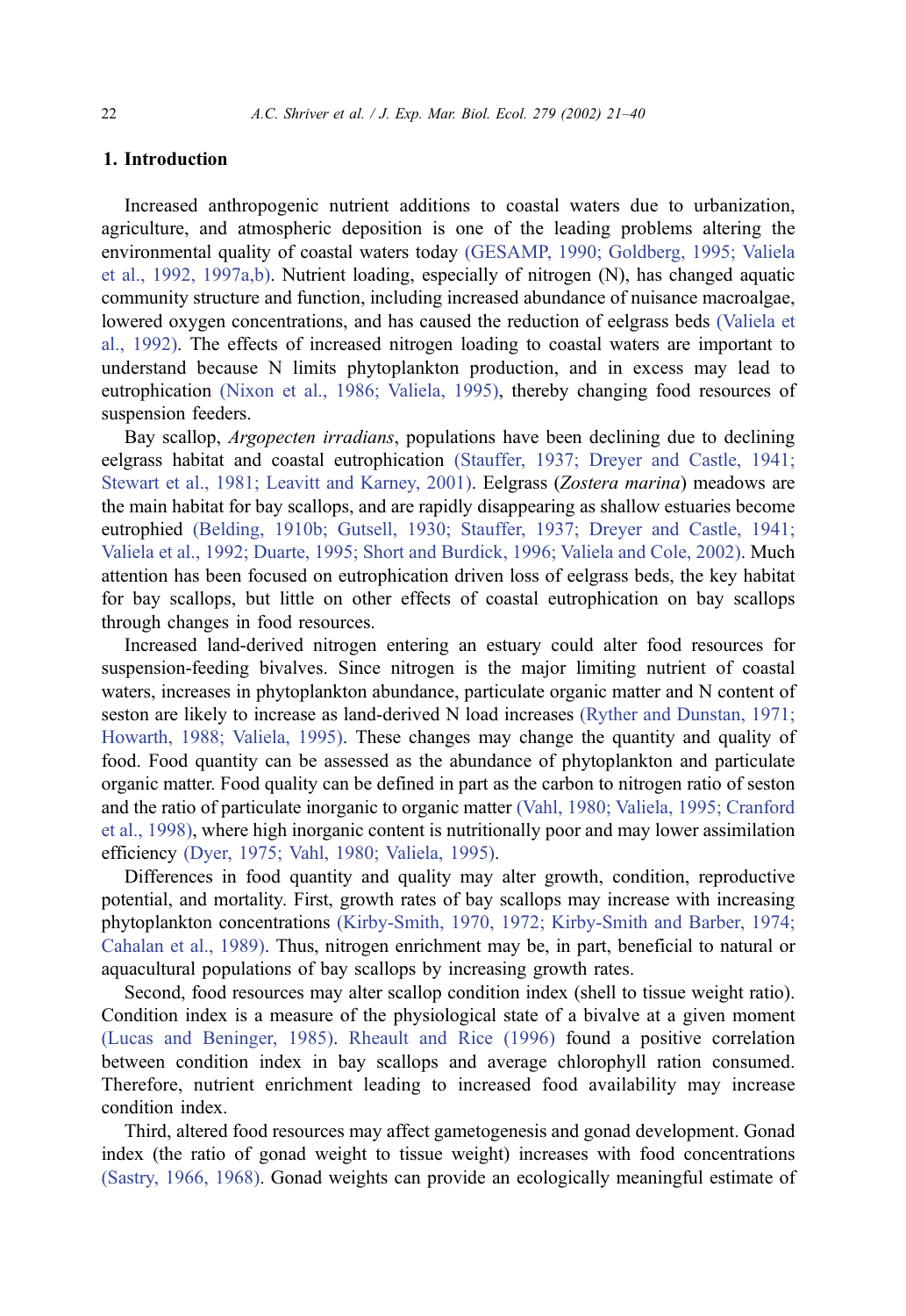## 1. Introduction

Increased anthropogenic nutrient additions to coastal waters due to urbanization, agriculture, and atmospheric deposition is one of the leading problems altering the environmental quality of coastal waters today (GESAMP, 1990; Goldberg, 1995; Valiela et al., 1992, 1997a,b). Nutrient loading, especially of nitrogen (N), has changed aquatic community structure and function, including increased abundance of nuisance macroalgae, lowered oxygen concentrations, and has caused the reduction of eelgrass beds (Valiela et al., 1992). The effects of increased nitrogen loading to coastal waters are important to understand because N limits phytoplankton production, and in excess may lead to eutrophication (Nixon et al., 1986; Valiela, 1995), thereby changing food resources of suspension feeders.

Bay scallop, *Argopecten irradians*, populations have been declining due to declining eelgrass habitat and coastal eutrophication (Stauffer, 1937; Dreyer and Castle, 1941; Stewart et al., 1981; Leavitt and Karney, 2001). Eelgrass (*Zostera marina*) meadows are the main habitat for bay scallops, and are rapidly disappearing as shallow estuaries become eutrophied (Belding, 1910b; Gutsell, 1930; Stauffer, 1937; Dreyer and Castle, 1941; Valiela et al., 1992; Duarte, 1995; Short and Burdick, 1996; Valiela and Cole, 2002). Much attention has been focused on eutrophication driven loss of eelgrass beds, the key habitat for bay scallops, but little on other effects of coastal eutrophication on bay scallops through changes in food resources.

Increased land-derived nitrogen entering an estuary could alter food resources for suspension-feeding bivalves. Since nitrogen is the major limiting nutrient of coastal waters, increases in phytoplankton abundance, particulate organic matter and N content of seston are likely to increase as land-derived N load increases (Ryther and Dunstan, 1971; Howarth, 1988; Valiela, 1995). These changes may change the quantity and quality of food. Food quantity can be assessed as the abundance of phytoplankton and particulate organic matter. Food quality can be defined in part as the carbon to nitrogen ratio of seston and the ratio of particulate inorganic to organic matter (Vahl, 1980; Valiela, 1995; Cranford et al., 1998), where high inorganic content is nutritionally poor and may lower assimilation efficiency (Dyer, 1975; Vahl, 1980; Valiela, 1995).

Differences in food quantity and quality may alter growth, condition, reproductive potential, and mortality. First, growth rates of bay scallops may increase with increasing phytoplankton concentrations (Kirby-Smith, 1970, 1972; Kirby-Smith and Barber, 1974; Cahalan et al., 1989). Thus, nitrogen enrichment may be, in part, beneficial to natural or aquacultural populations of bay scallops by increasing growth rates.

Second, food resources may alter scallop condition index (shell to tissue weight ratio). Condition index is a measure of the physiological state of a bivalve at a given moment (Lucas and Beninger, 1985). Rheault and Rice (1996) found a positive correlation between condition index in bay scallops and average chlorophyll ration consumed. Therefore, nutrient enrichment leading to increased food availability may increase condition index.

Third, altered food resources may affect gametogenesis and gonad development. Gonad index (the ratio of gonad weight to tissue weight) increases with food concentrations (Sastry, 1966, 1968). Gonad weights can provide an ecologically meaningful estimate of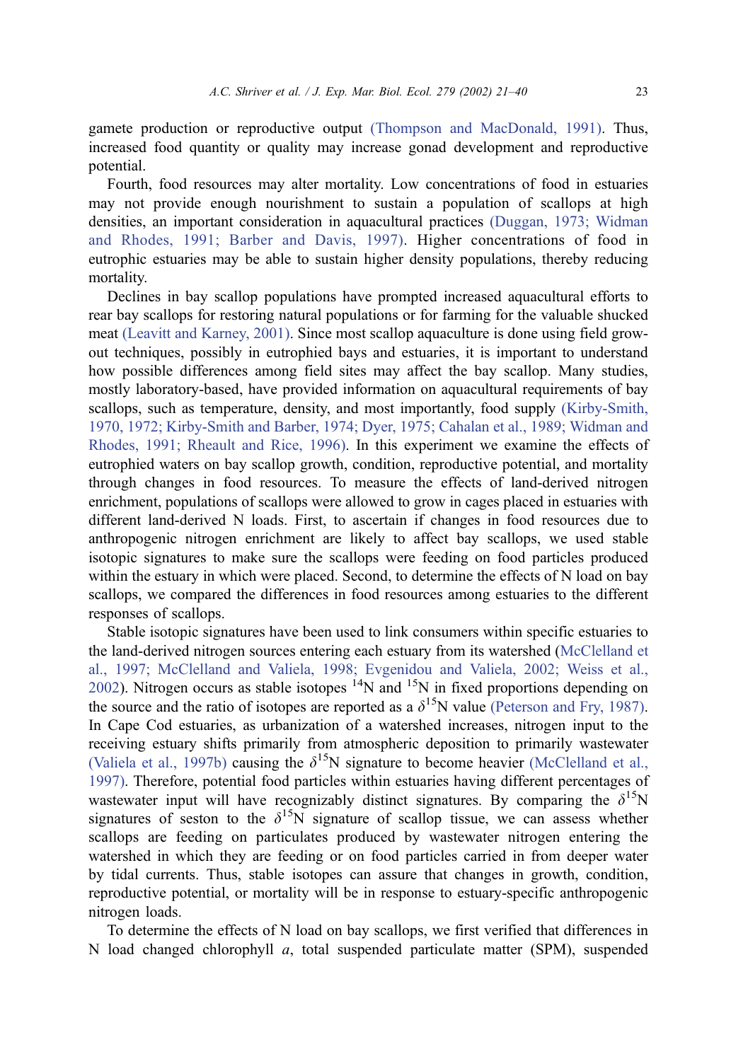gamete production or reproductive output (Thompson and MacDonald, 1991). Thus, increased food quantity or quality may increase gonad development and reproductive potential.

Fourth, food resources may alter mortality. Low concentrations of food in estuaries may not provide enough nourishment to sustain a population of scallops at high densities, an important consideration in aquacultural practices (Duggan, 1973; Widman and Rhodes, 1991; Barber and Davis, 1997). Higher concentrations of food in eutrophic estuaries may be able to sustain higher density populations, thereby reducing mortality.

Declines in bay scallop populations have prompted increased aquacultural efforts to rear bay scallops for restoring natural populations or for farming for the valuable shucked meat (Leavitt and Karney, 2001). Since most scallop aquaculture is done using field grow-out techniques, possibly in eutrophied bays and estuaries, it is important to understand how possible differences among field sites may affect the bay scallop. Many studies, mostly laboratory-based, have provided information on aquacultural requirements of bay scallops, such as temperature, density, and most importantly, food supply (Kirby-Smith, 1970, 1972; Kirby-Smith and Barber, 1974; Dyer, 1975; Cahalan et al., 1989; Widman and Rhodes, 1991; Rheault and Rice, 1996). In this experiment we examine the effects of eutrophied waters on bay scallop growth, condition, reproductive potential, and mortality through changes in food resources. To measure the effects of land-derived nitrogen enrichment, populations of scallops were allowed to grow in cages placed in estuaries with different land-derived N loads. First, to ascertain if changes in food resources due to anthropogenic nitrogen enrichment are likely to affect bay scallops, we used stable isotopic signatures to make sure the scallops were feeding on food particles produced within the estuary in which were placed. Second, to determine the effects of N load on bay scallops, we compared the differences in food resources among estuaries to the different responses of scallops.

Stable isotopic signatures have been used to link consumers within specific estuaries to the land-derived nitrogen sources entering each estuary from its watershed (McClelland et al., 1997; McClelland and Valiela, 1998; Evgenidou and Valiela, 2002; Weiss et al., 2002). Nitrogen occurs as stable isotopes $^{14}$N and $^{15}$N in fixed proportions depending on the source and the ratio of isotopes are reported as a $\delta^{15}$N value (Peterson and Fry, 1987). In Cape Cod estuaries, as urbanization of a watershed increases, nitrogen input to the receiving estuary shifts primarily from atmospheric deposition to primarily wastewater (Valiela et al., 1997b) causing the $\delta^{15}$N signature to become heavier (McClelland et al., 1997). Therefore, potential food particles within estuaries having different percentages of wastewater input will have recognizably distinct signatures. By comparing the $\delta^{15}$N signatures of seston to the $\delta^{15}$N signature of scallop tissue, we can assess whether scallops are feeding on particulates produced by wastewater nitrogen entering the watershed in which they are feeding or on food particles carried in from deeper water by tidal currents. Thus, stable isotopes can assure that changes in growth, condition, reproductive potential, or mortality will be in response to estuary-specific anthropogenic nitrogen loads.

To determine the effects of N load on bay scallops, we first verified that differences in N load changed chlorophyll *a*, total suspended particulate matter (SPM), suspended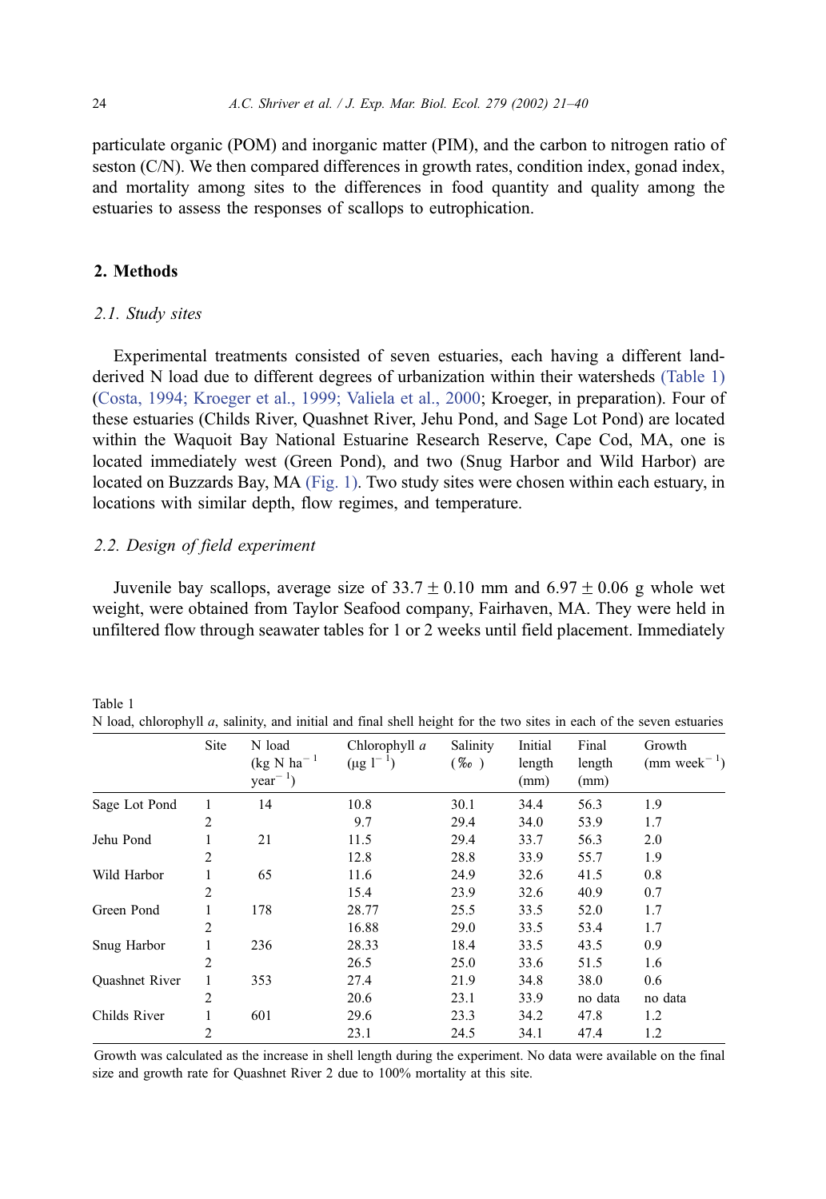particulate organic (POM) and inorganic matter (PIM), and the carbon to nitrogen ratio of seston (C/N). We then compared differences in growth rates, condition index, gonad index, and mortality among sites to the differences in food quantity and quality among the estuaries to assess the responses of scallops to eutrophication.

## 2. Methods

### 2.1. Study sites

Experimental treatments consisted of seven estuaries, each having a different land-derived N load due to different degrees of urbanization within their watersheds (Table 1) (Costa, 1994; Kroeger et al., 1999; Valiela et al., 2000; Kroeger, in preparation). Four of these estuaries (Childs River, Quashnet River, Jehu Pond, and Sage Lot Pond) are located within the Waquoit Bay National Estuarine Research Reserve, Cape Cod, MA, one is located immediately west (Green Pond), and two (Snug Harbor and Wild Harbor) are located on Buzzards Bay, MA (Fig. 1). Two study sites were chosen within each estuary, in locations with similar depth, flow regimes, and temperature.

### 2.2. Design of field experiment

Juvenile bay scallops, average size of $33.7 \pm 0.10$ mm and $6.97 \pm 0.06$ g whole wet weight, were obtained from Taylor Seafood company, Fairhaven, MA. They were held in unfiltered flow through seawater tables for 1 or 2 weeks until field placement. Immediately

Table 1
N load, chlorophyll *a*, salinity, and initial and final shell height for the two sites in each of the seven estuaries

| | Site | N load (kg N $ha^{-1}$ $year^{-1}$) | Chlorophyll *a* (μg $l^{-1}$) | Salinity (‰) | Initial length (mm) | Final length (mm) | Growth (mm $week^{-1}$) |
|---|---|---|---|---|---|---|---|
| Sage Lot Pond | 1 | 14 | 10.8 | 30.1 | 34.4 | 56.3 | 1.9 |
| | 2 | | 9.7 | 29.4 | 34.0 | 53.9 | 1.7 |
| Jehu Pond | 1 | 21 | 11.5 | 29.4 | 33.7 | 56.3 | 2.0 |
| | 2 | | 12.8 | 28.8 | 33.9 | 55.7 | 1.9 |
| Wild Harbor | 1 | 65 | 11.6 | 24.9 | 32.6 | 41.5 | 0.8 |
| | 2 | | 15.4 | 23.9 | 32.6 | 40.9 | 0.7 |
| Green Pond | 1 | 178 | 28.77 | 25.5 | 33.5 | 52.0 | 1.7 |
| | 2 | | 16.88 | 29.0 | 33.5 | 53.4 | 1.7 |
| Snug Harbor | 1 | 236 | 28.33 | 18.4 | 33.5 | 43.5 | 0.9 |
| | 2 | | 26.5 | 25.0 | 33.6 | 51.5 | 1.6 |
| Quashnet River | 1 | 353 | 27.4 | 21.9 | 34.8 | 38.0 | 0.6 |
| | 2 | | 20.6 | 23.1 | 33.9 | no data | no data |
| Childs River | 1 | 601 | 29.6 | 23.3 | 34.2 | 47.8 | 1.2 |
| | 2 | | 23.1 | 24.5 | 34.1 | 47.4 | 1.2 |

Growth was calculated as the increase in shell length during the experiment. No data were available on the final size and growth rate for Quashnet River 2 due to 100% mortality at this site.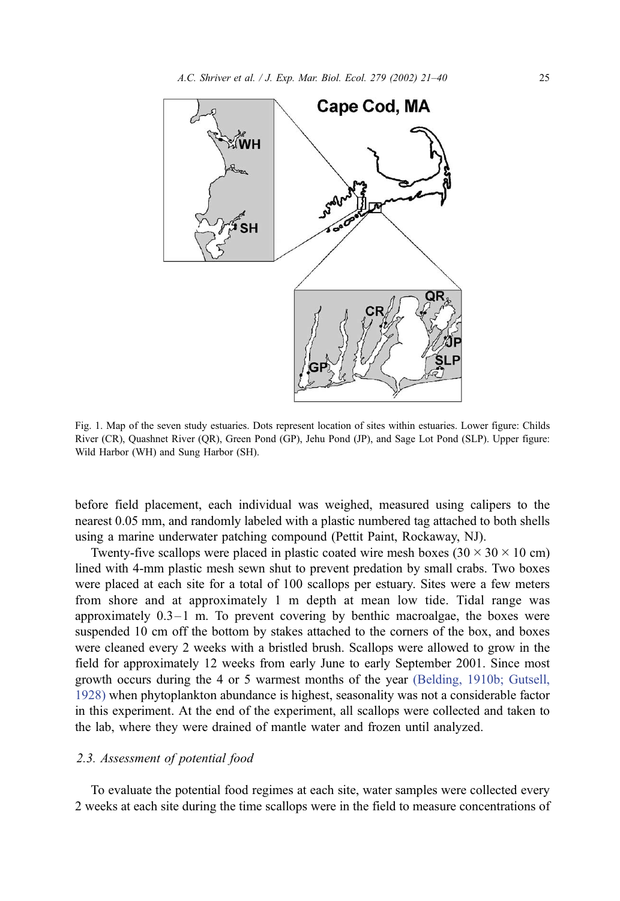Fig. 1. Map of the seven study estuaries. Dots represent location of sites within estuaries. Lower figure: Childs River (CR), Quashnet River (QR), Green Pond (GP), Jehu Pond (JP), and Sage Lot Pond (SLP). Upper figure: Wild Harbor (WH) and Sung Harbor (SH).

before field placement, each individual was weighed, measured using calipers to the nearest 0.05 mm, and randomly labeled with a plastic numbered tag attached to both shells using a marine underwater patching compound (Pettit Paint, Rockaway, NJ).

Twenty-five scallops were placed in plastic coated wire mesh boxes ($30 \times 30 \times 10$ cm) lined with 4-mm plastic mesh sewn shut to prevent predation by small crabs. Two boxes were placed at each site for a total of 100 scallops per estuary. Sites were a few meters from shore and at approximately 1 m depth at mean low tide. Tidal range was approximately 0.3–1 m. To prevent covering by benthic macroalgae, the boxes were suspended 10 cm off the bottom by stakes attached to the corners of the box, and boxes were cleaned every 2 weeks with a bristled brush. Scallops were allowed to grow in the field for approximately 12 weeks from early June to early September 2001. Since most growth occurs during the 4 or 5 warmest months of the year (Belding, 1910b; Gutsell, 1928) when phytoplankton abundance is highest, seasonality was not a considerable factor in this experiment. At the end of the experiment, all scallops were collected and taken to the lab, where they were drained of mantle water and frozen until analyzed.

### 2.3. Assessment of potential food

To evaluate the potential food regimes at each site, water samples were collected every 2 weeks at each site during the time scallops were in the field to measure concentrations of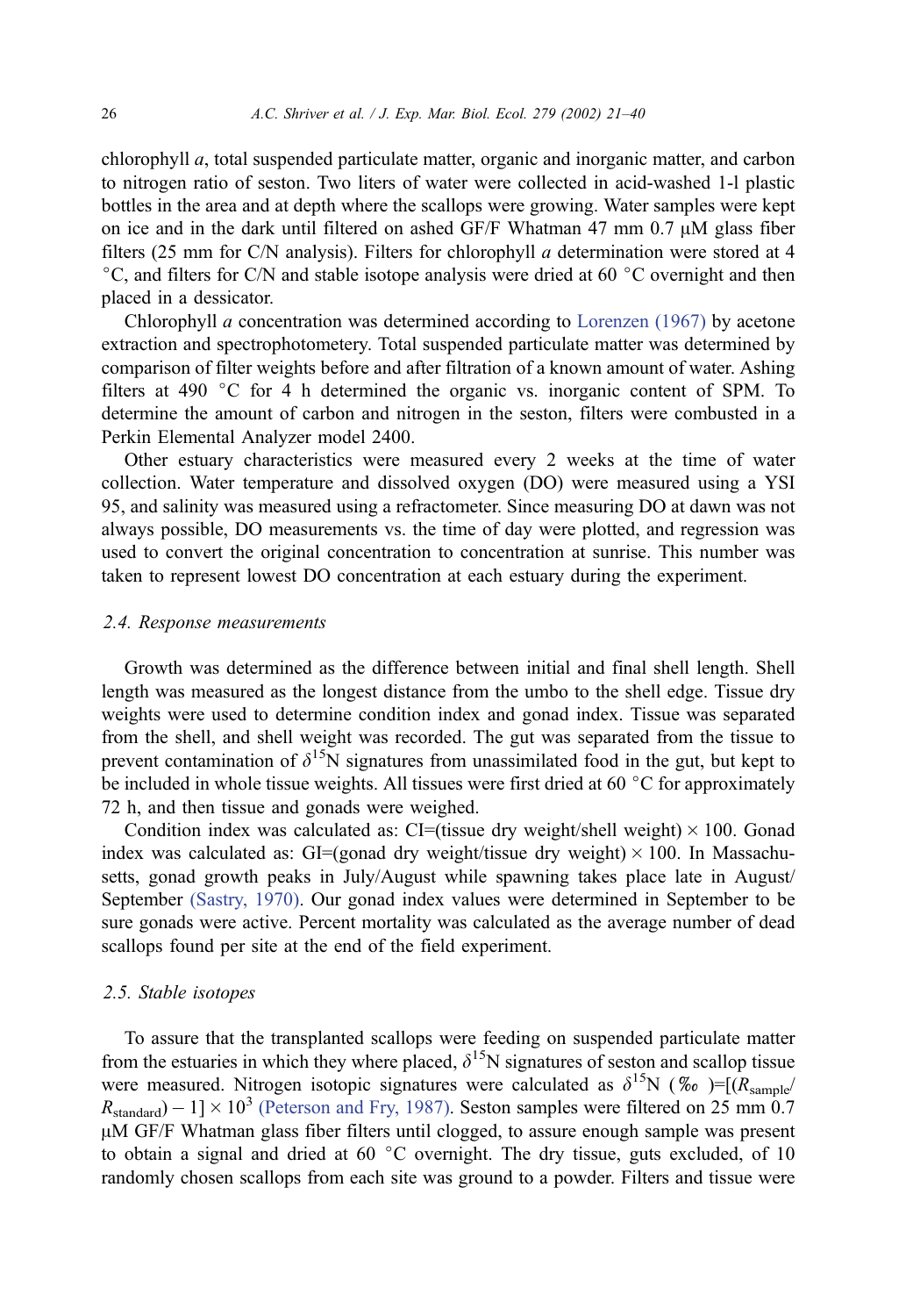chlorophyll *a*, total suspended particulate matter, organic and inorganic matter, and carbon to nitrogen ratio of seston. Two liters of water were collected in acid-washed 1-l plastic bottles in the area and at depth where the scallops were growing. Water samples were kept on ice and in the dark until filtered on ashed GF/F Whatman 47 mm 0.7 μM glass fiber filters (25 mm for C/N analysis). Filters for chlorophyll *a* determination were stored at 4 °C, and filters for C/N and stable isotope analysis were dried at 60 °C overnight and then placed in a dessicator.

Chlorophyll *a* concentration was determined according to Lorenzen (1967) by acetone extraction and spectrophotometery. Total suspended particulate matter was determined by comparison of filter weights before and after filtration of a known amount of water. Ashing filters at 490 °C for 4 h determined the organic vs. inorganic content of SPM. To determine the amount of carbon and nitrogen in the seston, filters were combusted in a Perkin Elemental Analyzer model 2400.

Other estuary characteristics were measured every 2 weeks at the time of water collection. Water temperature and dissolved oxygen (DO) were measured using a YSI 95, and salinity was measured using a refractometer. Since measuring DO at dawn was not always possible, DO measurements vs. the time of day were plotted, and regression was used to convert the original concentration to concentration at sunrise. This number was taken to represent lowest DO concentration at each estuary during the experiment.

### 2.4. Response measurements

Growth was determined as the difference between initial and final shell length. Shell length was measured as the longest distance from the umbo to the shell edge. Tissue dry weights were used to determine condition index and gonad index. Tissue was separated from the shell, and shell weight was recorded. The gut was separated from the tissue to prevent contamination of $\delta^{15}$N signatures from unassimilated food in the gut, but kept to be included in whole tissue weights. All tissues were first dried at 60 °C for approximately 72 h, and then tissue and gonads were weighed.

Condition index was calculated as: CI=(tissue dry weight/shell weight) $\times$ 100. Gonad index was calculated as: GI=(gonad dry weight/tissue dry weight) $\times$ 100. In Massachusetts, gonad growth peaks in July/August while spawning takes place late in August/September (Sastry, 1970). Our gonad index values were determined in September to be sure gonads were active. Percent mortality was calculated as the average number of dead scallops found per site at the end of the field experiment.

### 2.5. Stable isotopes

To assure that the transplanted scallops were feeding on suspended particulate matter from the estuaries in which they where placed, $\delta^{15}$N signatures of seston and scallop tissue were measured. Nitrogen isotopic signatures were calculated as $\delta^{15}\text{N}$ (‰) $=[(R_{\text{sample}}/R_{\text{standard}})-1]\times 10^3$ (Peterson and Fry, 1987). Seston samples were filtered on 25 mm 0.7 μM GF/F Whatman glass fiber filters until clogged, to assure enough sample was present to obtain a signal and dried at 60 °C overnight. The dry tissue, guts excluded, of 10 randomly chosen scallops from each site was ground to a powder. Filters and tissue were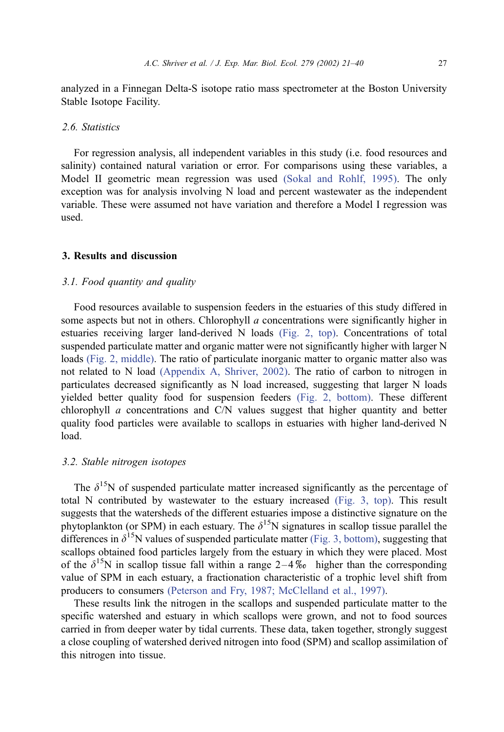analyzed in a Finnegan Delta-S isotope ratio mass spectrometer at the Boston University Stable Isotope Facility.

### 2.6. Statistics

For regression analysis, all independent variables in this study (i.e. food resources and salinity) contained natural variation or error. For comparisons using these variables, a Model II geometric mean regression was used (Sokal and Rohlf, 1995). The only exception was for analysis involving N load and percent wastewater as the independent variable. These were assumed not have variation and therefore a Model I regression was used.

## 3. Results and discussion

### 3.1. Food quantity and quality

Food resources available to suspension feeders in the estuaries of this study differed in some aspects but not in others. Chlorophyll *a* concentrations were significantly higher in estuaries receiving larger land-derived N loads (Fig. 2, top). Concentrations of total suspended particulate matter and organic matter were not significantly higher with larger N loads (Fig. 2, middle). The ratio of particulate inorganic matter to organic matter also was not related to N load (Appendix A, Shriver, 2002). The ratio of carbon to nitrogen in particulates decreased significantly as N load increased, suggesting that larger N loads yielded better quality food for suspension feeders (Fig. 2, bottom). These different chlorophyll *a* concentrations and C/N values suggest that higher quantity and better quality food particles were available to scallops in estuaries with higher land-derived N load.

### 3.2. Stable nitrogen isotopes

The $\delta^{15}N$ of suspended particulate matter increased significantly as the percentage of total N contributed by wastewater to the estuary increased (Fig. 3, top). This result suggests that the watersheds of the different estuaries impose a distinctive signature on the phytoplankton (or SPM) in each estuary. The $\delta^{15}N$ signatures in scallop tissue parallel the differences in $\delta^{15}N$ values of suspended particulate matter (Fig. 3, bottom), suggesting that scallops obtained food particles largely from the estuary in which they were placed. Most of the $\delta^{15}N$ in scallop tissue fall within a range 2–4‰ higher than the corresponding value of SPM in each estuary, a fractionation characteristic of a trophic level shift from producers to consumers (Peterson and Fry, 1987; McClelland et al., 1997).

These results link the nitrogen in the scallops and suspended particulate matter to the specific watershed and estuary in which scallops were grown, and not to food sources carried in from deeper water by tidal currents. These data, taken together, strongly suggest a close coupling of watershed derived nitrogen into food (SPM) and scallop assimilation of this nitrogen into tissue.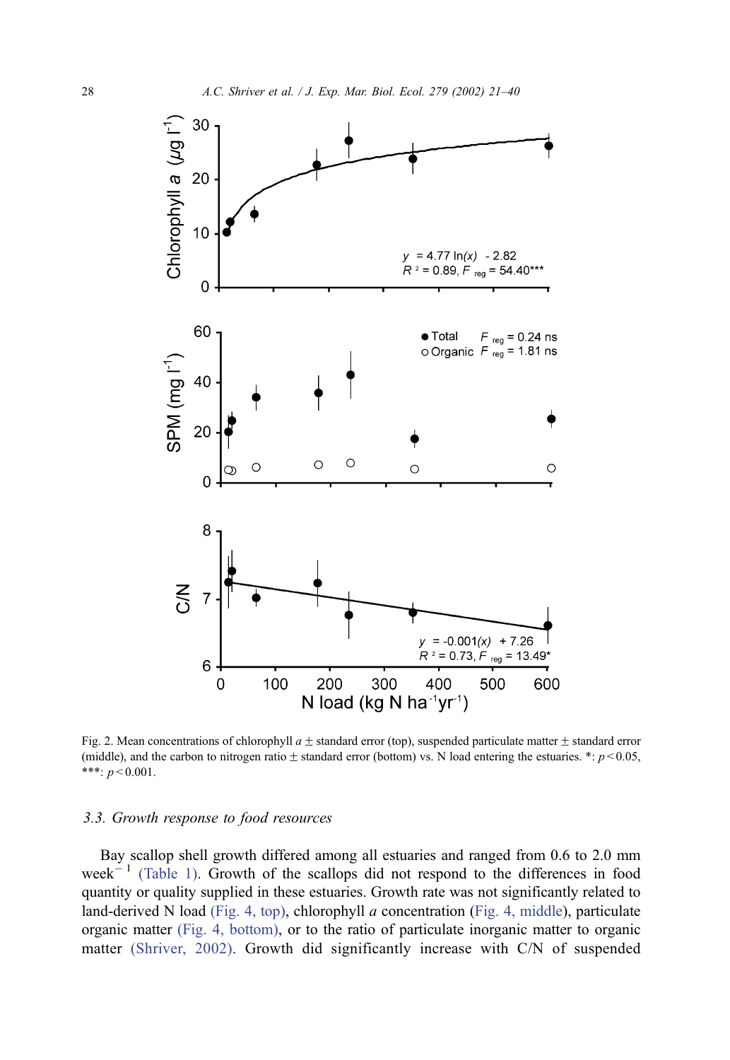Fig. 2. Mean concentrations of chlorophyll *a* ± standard error (top), suspended particulate matter ± standard error (middle), and the carbon to nitrogen ratio ± standard error (bottom) vs. N load entering the estuaries. *: $p<0.05$, ***: $p<0.001$.

### 3.3. Growth response to food resources

Bay scallop shell growth differed among all estuaries and ranged from 0.6 to 2.0 mm week$^{-1}$ (Table 1). Growth of the scallops did not respond to the differences in food quantity or quality supplied in these estuaries. Growth rate was not significantly related to land-derived N load (Fig. 4, top), chlorophyll *a* concentration (Fig. 4, middle), particulate organic matter (Fig. 4, bottom), or to the ratio of particulate inorganic matter to organic matter (Shriver, 2002). Growth did significantly increase with C/N of suspended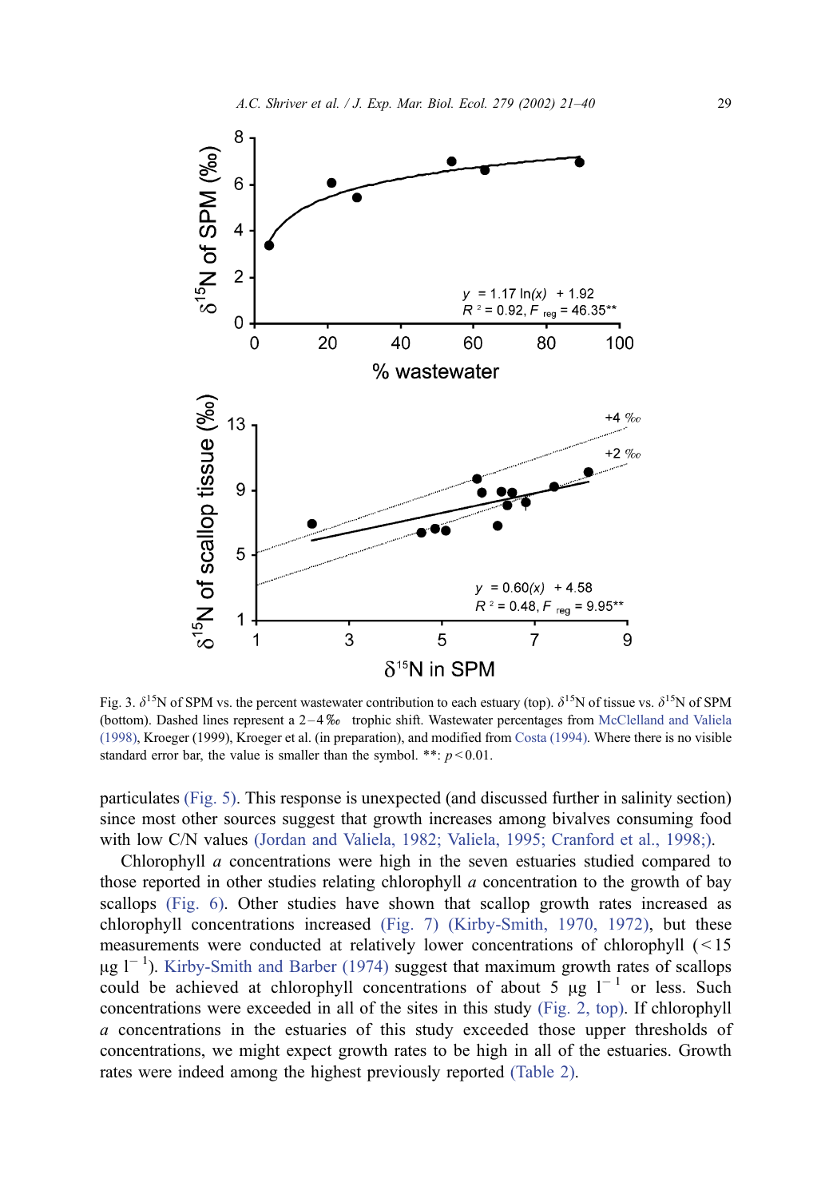Fig. 3. $\delta^{15}N$ of SPM vs. the percent wastewater contribution to each estuary (top). $\delta^{15}N$ of tissue vs. $\delta^{15}N$ of SPM (bottom). Dashed lines represent a 2–4‰ trophic shift. Wastewater percentages from McClelland and Valiela (1998), Kroeger (1999), Kroeger et al. (in preparation), and modified from Costa (1994). Where there is no visible standard error bar, the value is smaller than the symbol. **: $p<0.01$.

particulates (Fig. 5). This response is unexpected (and discussed further in salinity section) since most other sources suggest that growth increases among bivalves consuming food with low C/N values (Jordan and Valiela, 1982; Valiela, 1995; Cranford et al., 1998;).

Chlorophyll *a* concentrations were high in the seven estuaries studied compared to those reported in other studies relating chlorophyll *a* concentration to the growth of bay scallops (Fig. 6). Other studies have shown that scallop growth rates increased as chlorophyll concentrations increased (Fig. 7) (Kirby-Smith, 1970, 1972), but these measurements were conducted at relatively lower concentrations of chlorophyll (< 15 μg $l^{-1}$). Kirby-Smith and Barber (1974) suggest that maximum growth rates of scallops could be achieved at chlorophyll concentrations of about 5 μg $l^{-1}$ or less. Such concentrations were exceeded in all of the sites in this study (Fig. 2, top). If chlorophyll *a* concentrations in the estuaries of this study exceeded those upper thresholds of concentrations, we might expect growth rates to be high in all of the estuaries. Growth rates were indeed among the highest previously reported (Table 2).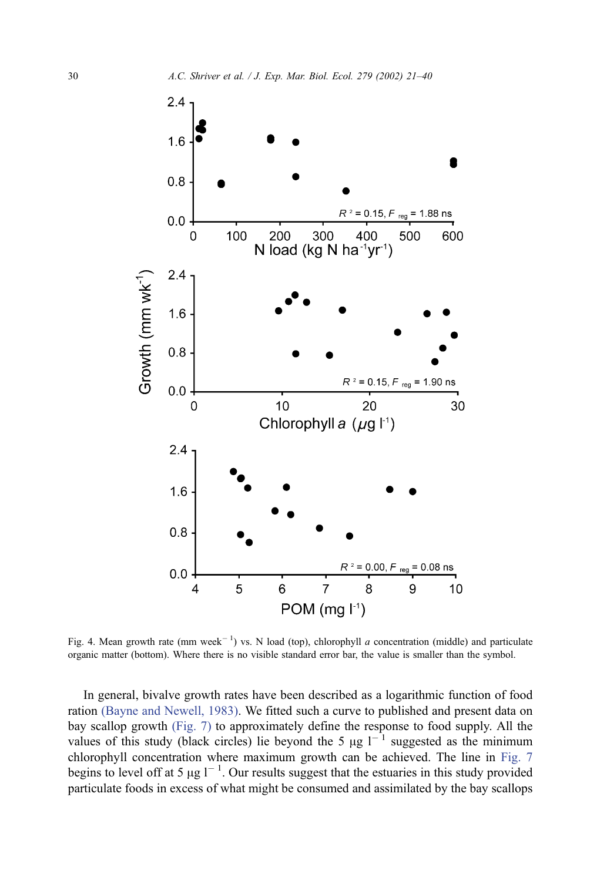Fig. 4. Mean growth rate (mm week$^{-1}$) vs. N load (top), chlorophyll *a* concentration (middle) and particulate organic matter (bottom). Where there is no visible standard error bar, the value is smaller than the symbol.

In general, bivalve growth rates have been described as a logarithmic function of food ration (Bayne and Newell, 1983). We fitted such a curve to published and present data on bay scallop growth (Fig. 7) to approximately define the response to food supply. All the values of this study (black circles) lie beyond the 5 μg l$^{-1}$ suggested as the minimum chlorophyll concentration where maximum growth can be achieved. The line in Fig. 7 begins to level off at 5 μg l$^{-1}$. Our results suggest that the estuaries in this study provided particulate foods in excess of what might be consumed and assimilated by the bay scallops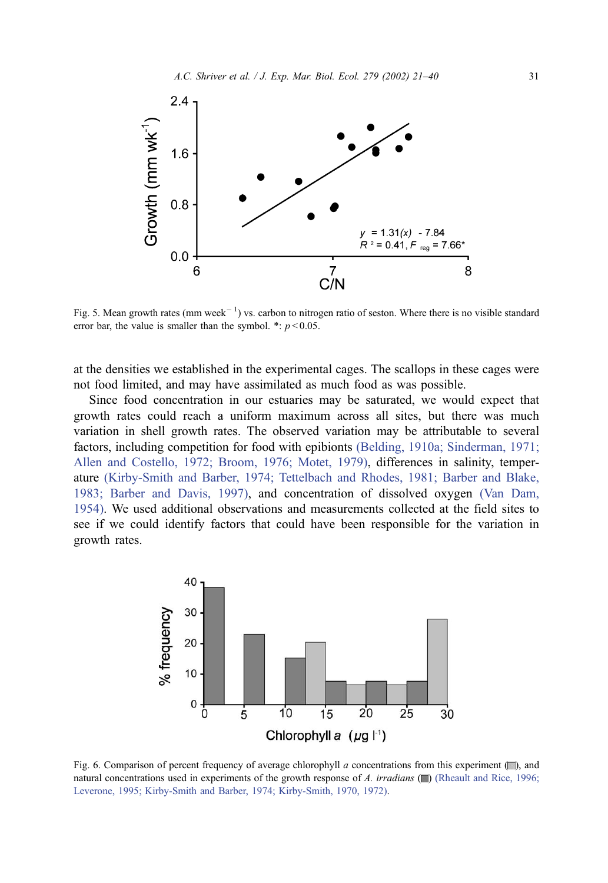Fig. 5. Mean growth rates (mm week$^{-1}$) vs. carbon to nitrogen ratio of seston. Where there is no visible standard error bar, the value is smaller than the symbol. *: $p < 0.05$.

at the densities we established in the experimental cages. The scallops in these cages were not food limited, and may have assimilated as much food as was possible.

Since food concentration in our estuaries may be saturated, we would expect that growth rates could reach a uniform maximum across all sites, but there was much variation in shell growth rates. The observed variation may be attributable to several factors, including competition for food with epibionts (Belding, 1910a; Sinderman, 1971; Allen and Costello, 1972; Broom, 1976; Motet, 1979), differences in salinity, temperature (Kirby-Smith and Barber, 1974; Tettelbach and Rhodes, 1981; Barber and Blake, 1983; Barber and Davis, 1997), and concentration of dissolved oxygen (Van Dam, 1954). We used additional observations and measurements collected at the field sites to see if we could identify factors that could have been responsible for the variation in growth rates.

Fig. 6. Comparison of percent frequency of average chlorophyll *a* concentrations from this experiment (light gray), and natural concentrations used in experiments of the growth response of *A. irradians* (dark gray) (Rheault and Rice, 1996; Leverone, 1995; Kirby-Smith and Barber, 1974; Kirby-Smith, 1970, 1972).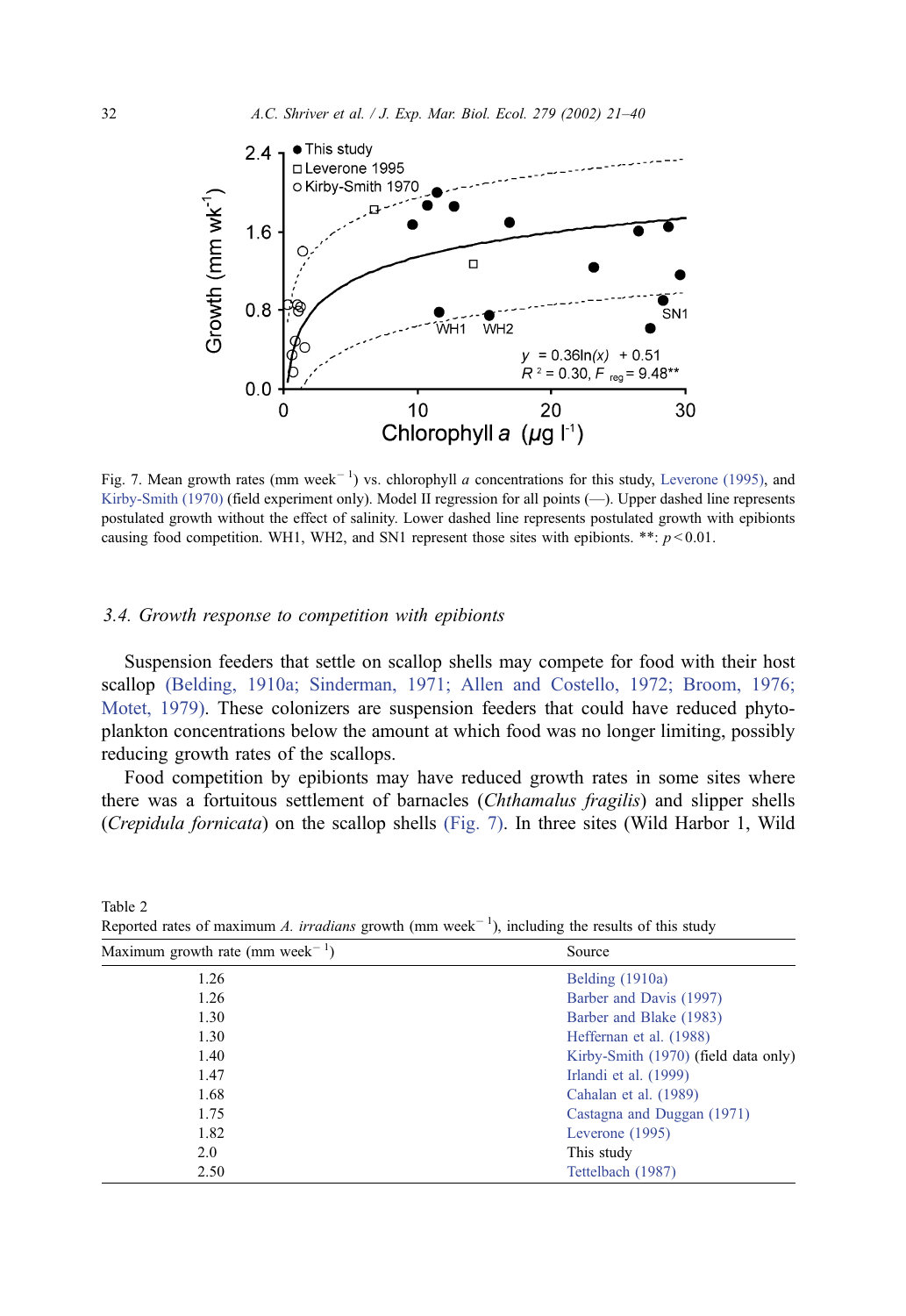Fig. 7. Mean growth rates (mm week$^{-1}$) vs. chlorophyll *a* concentrations for this study, Leverone (1995), and Kirby-Smith (1970) (field experiment only). Model II regression for all points (—). Upper dashed line represents postulated growth without the effect of salinity. Lower dashed line represents postulated growth with epibionts causing food competition. WH1, WH2, and SN1 represent those sites with epibionts. **: $p < 0.01$.

### 3.4. Growth response to competition with epibionts

Suspension feeders that settle on scallop shells may compete for food with their host scallop (Belding, 1910a; Sinderman, 1971; Allen and Costello, 1972; Broom, 1976; Motet, 1979). These colonizers are suspension feeders that could have reduced phytoplankton concentrations below the amount at which food was no longer limiting, possibly reducing growth rates of the scallops.

Food competition by epibionts may have reduced growth rates in some sites where there was a fortuitous settlement of barnacles (*Chthamalus fragilis*) and slipper shells (*Crepidula fornicata*) on the scallop shells (Fig. 7). In three sites (Wild Harbor 1, Wild

Table 2
Reported rates of maximum *A. irradians* growth (mm week$^{-1}$), including the results of this study

| Maximum growth rate (mm week$^{-1}$) | Source |
|---|---|
| 1.26 | Belding (1910a) |
| 1.26 | Barber and Davis (1997) |
| 1.30 | Barber and Blake (1983) |
| 1.30 | Heffernan et al. (1988) |
| 1.40 | Kirby-Smith (1970) (field data only) |
| 1.47 | Irlandi et al. (1999) |
| 1.68 | Cahalan et al. (1989) |
| 1.75 | Castagna and Duggan (1971) |
| 1.82 | Leverone (1995) |
| 2.0 | This study |
| 2.50 | Tettelbach (1987) |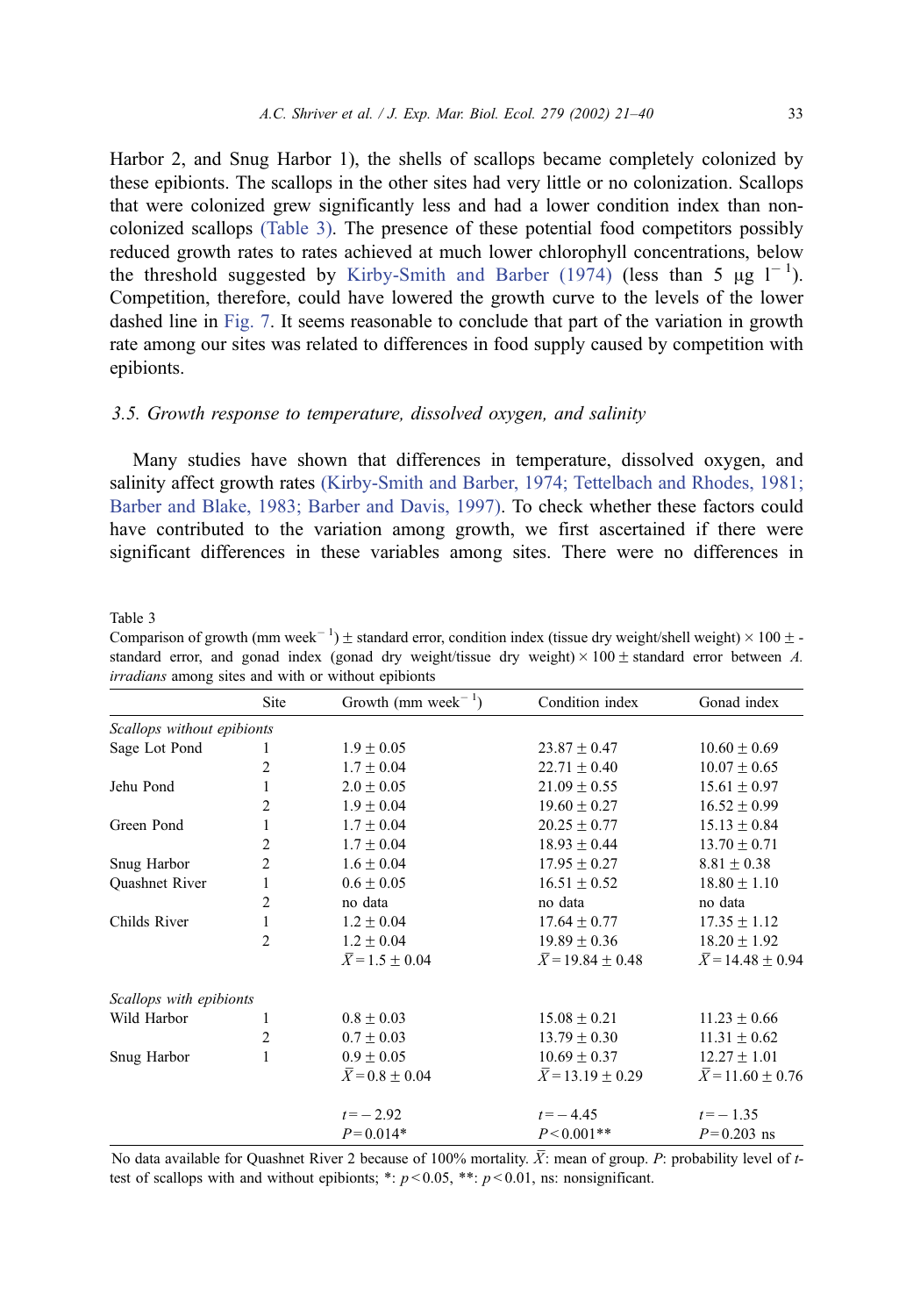Harbor 2, and Snug Harbor 1), the shells of scallops became completely colonized by these epibionts. The scallops in the other sites had very little or no colonization. Scallops that were colonized grew significantly less and had a lower condition index than noncolonized scallops (Table 3). The presence of these potential food competitors possibly reduced growth rates to rates achieved at much lower chlorophyll concentrations, below the threshold suggested by Kirby-Smith and Barber (1974) (less than 5 μg $l^{-1}$). Competition, therefore, could have lowered the growth curve to the levels of the lower dashed line in Fig. 7. It seems reasonable to conclude that part of the variation in growth rate among our sites was related to differences in food supply caused by competition with epibionts.

### 3.5. Growth response to temperature, dissolved oxygen, and salinity

Many studies have shown that differences in temperature, dissolved oxygen, and salinity affect growth rates (Kirby-Smith and Barber, 1974; Tettelbach and Rhodes, 1981; Barber and Blake, 1983; Barber and Davis, 1997). To check whether these factors could have contributed to the variation among growth, we first ascertained if there were significant differences in these variables among sites. There were no differences in

Table 3
Comparison of growth (mm $week^{-1}$) ± standard error, condition index (tissue dry weight/shell weight) × 100 ± standard error, and gonad index (gonad dry weight/tissue dry weight) × 100 ± standard error between *A. irradians* among sites and with or without epibionts

| | Site | Growth (mm $week^{-1}$) | Condition index | Gonad index |
|---|---|---|---|---|
| *Scallops without epibionts* | | | | |
| Sage Lot Pond | 1 | 1.9 ± 0.05 | 23.87 ± 0.47 | 10.60 ± 0.69 |
| | 2 | 1.7 ± 0.04 | 22.71 ± 0.40 | 10.07 ± 0.65 |
| Jehu Pond | 1 | 2.0 ± 0.05 | 21.09 ± 0.55 | 15.61 ± 0.97 |
| | 2 | 1.9 ± 0.04 | 19.60 ± 0.27 | 16.52 ± 0.99 |
| Green Pond | 1 | 1.7 ± 0.04 | 20.25 ± 0.77 | 15.13 ± 0.84 |
| | 2 | 1.7 ± 0.04 | 18.93 ± 0.44 | 13.70 ± 0.71 |
| Snug Harbor | 2 | 1.6 ± 0.04 | 17.95 ± 0.27 | 8.81 ± 0.38 |
| Quashnet River | 1 | 0.6 ± 0.05 | 16.51 ± 0.52 | 18.80 ± 1.10 |
| | 2 | no data | no data | no data |
| Childs River | 1 | 1.2 ± 0.04 | 17.64 ± 0.77 | 17.35 ± 1.12 |
| | 2 | 1.2 ± 0.04 | 19.89 ± 0.36 | 18.20 ± 1.92 |
| | | $\bar{X}$ = 1.5 ± 0.04 | $\bar{X}$ = 19.84 ± 0.48 | $\bar{X}$ = 14.48 ± 0.94 |
| *Scallops with epibionts* | | | | |
| Wild Harbor | 1 | 0.8 ± 0.03 | 15.08 ± 0.21 | 11.23 ± 0.66 |
| | 2 | 0.7 ± 0.03 | 13.79 ± 0.30 | 11.31 ± 0.62 |
| Snug Harbor | 1 | 0.9 ± 0.05 | 10.69 ± 0.37 | 12.27 ± 1.01 |
| | | $\bar{X}$ = 0.8 ± 0.04 | $\bar{X}$ = 13.19 ± 0.29 | $\bar{X}$ = 11.60 ± 0.76 |
| | | $t = -2.92$ | $t = -4.45$ | $t = -1.35$ |
| | | $P = 0.014$* | $P < 0.001$** | $P = 0.203$ ns |

No data available for Quashnet River 2 because of 100% mortality. $\bar{X}$: mean of group. $P$: probability level of $t$-test of scallops with and without epibionts; *: $p < 0.05$, **: $p < 0.01$, ns: nonsignificant.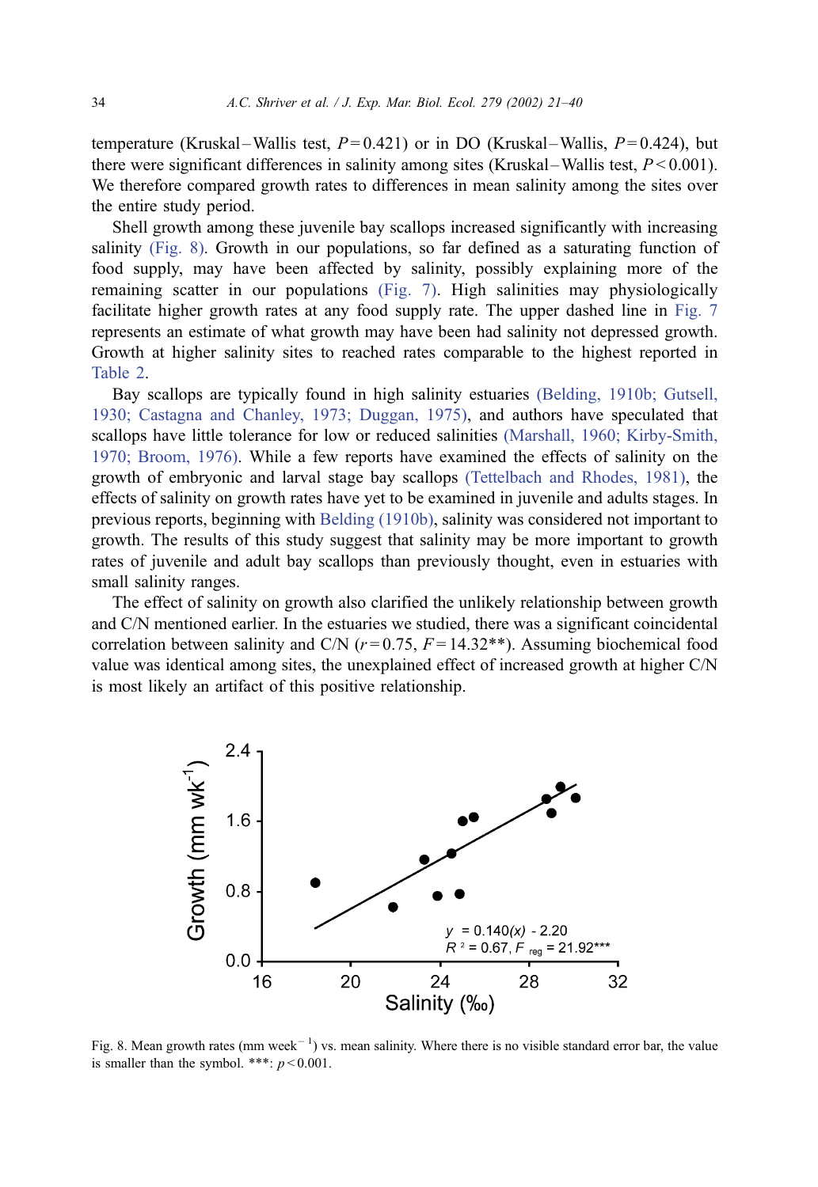temperature (Kruskal–Wallis test, $P=0.421$) or in DO (Kruskal–Wallis, $P=0.424$), but there were significant differences in salinity among sites (Kruskal–Wallis test, $P<0.001$). We therefore compared growth rates to differences in mean salinity among the sites over the entire study period.

Shell growth among these juvenile bay scallops increased significantly with increasing salinity (Fig. 8). Growth in our populations, so far defined as a saturating function of food supply, may have been affected by salinity, possibly explaining more of the remaining scatter in our populations (Fig. 7). High salinities may physiologically facilitate higher growth rates at any food supply rate. The upper dashed line in Fig. 7 represents an estimate of what growth may have been had salinity not depressed growth. Growth at higher salinity sites to reached rates comparable to the highest reported in Table 2.

Bay scallops are typically found in high salinity estuaries (Belding, 1910b; Gutsell, 1930; Castagna and Chanley, 1973; Duggan, 1975), and authors have speculated that scallops have little tolerance for low or reduced salinities (Marshall, 1960; Kirby-Smith, 1970; Broom, 1976). While a few reports have examined the effects of salinity on the growth of embryonic and larval stage bay scallops (Tettelbach and Rhodes, 1981), the effects of salinity on growth rates have yet to be examined in juvenile and adults stages. In previous reports, beginning with Belding (1910b), salinity was considered not important to growth. The results of this study suggest that salinity may be more important to growth rates of juvenile and adult bay scallops than previously thought, even in estuaries with small salinity ranges.

The effect of salinity on growth also clarified the unlikely relationship between growth and C/N mentioned earlier. In the estuaries we studied, there was a significant coincidental correlation between salinity and C/N ($r=0.75$, $F=14.32$**). Assuming biochemical food value was identical among sites, the unexplained effect of increased growth at higher C/N is most likely an artifact of this positive relationship.

Fig. 8. Mean growth rates (mm week$^{-1}$) vs. mean salinity. Where there is no visible standard error bar, the value is smaller than the symbol. ***: $p<0.001$.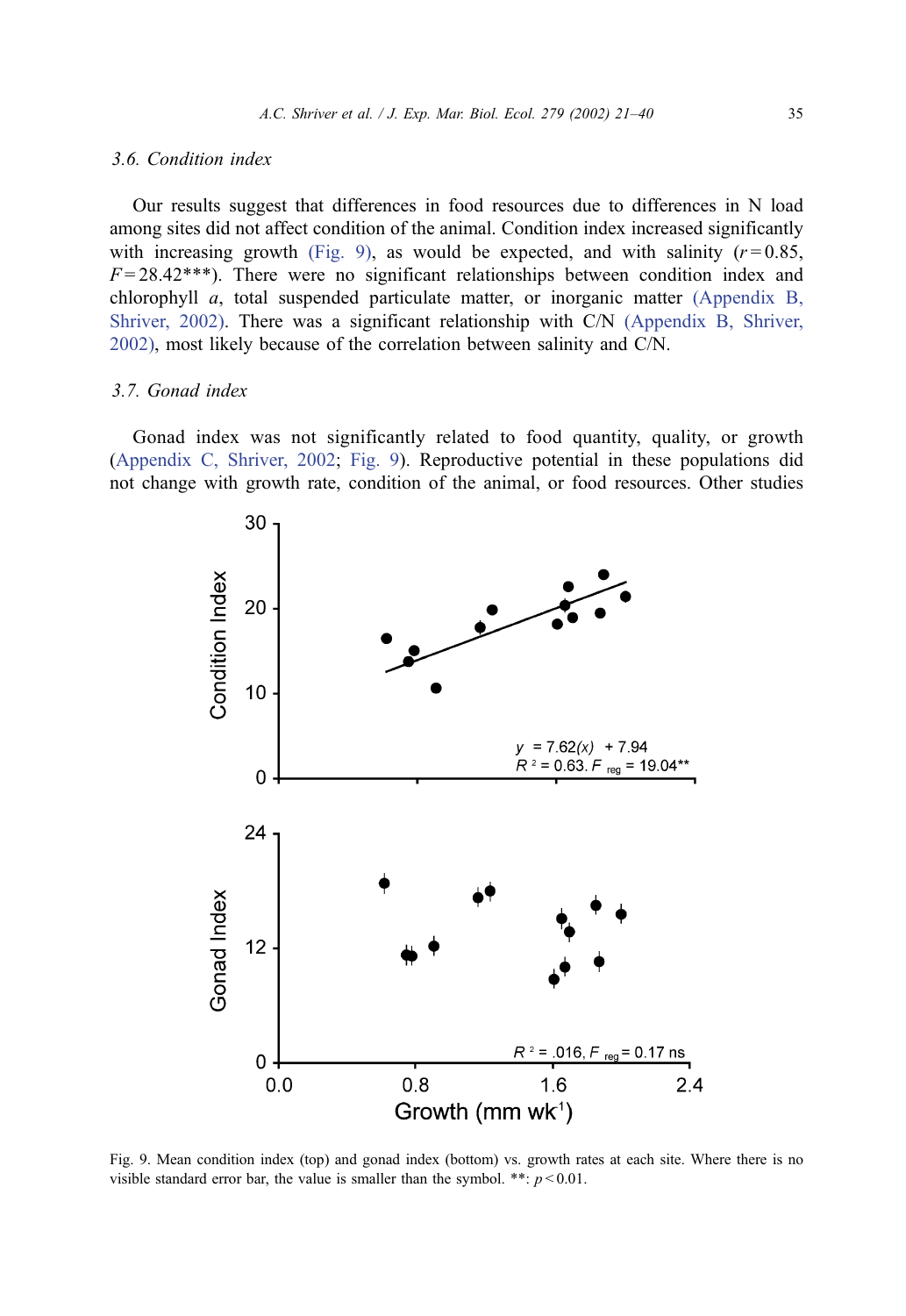### 3.6. Condition index

Our results suggest that differences in food resources due to differences in N load among sites did not affect condition of the animal. Condition index increased significantly with increasing growth (Fig. 9), as would be expected, and with salinity ($r=0.85$, $F=28.42$***). There were no significant relationships between condition index and chlorophyll *a*, total suspended particulate matter, or inorganic matter (Appendix B, Shriver, 2002). There was a significant relationship with C/N (Appendix B, Shriver, 2002), most likely because of the correlation between salinity and C/N.

### 3.7. Gonad index

Gonad index was not significantly related to food quantity, quality, or growth (Appendix C, Shriver, 2002; Fig. 9). Reproductive potential in these populations did not change with growth rate, condition of the animal, or food resources. Other studies

Fig. 9. Mean condition index (top) and gonad index (bottom) vs. growth rates at each site. Where there is no visible standard error bar, the value is smaller than the symbol. **: $p<0.01$.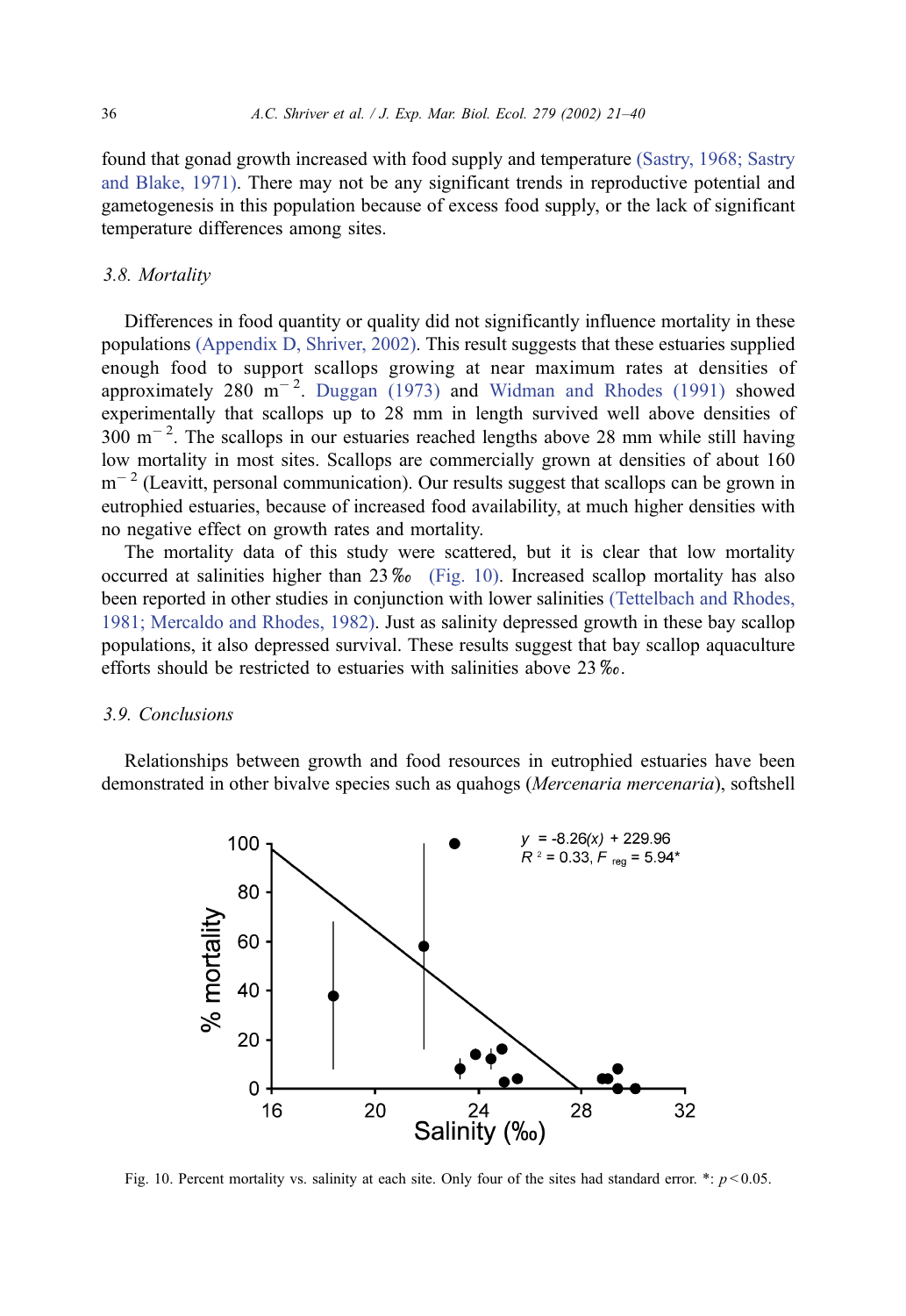found that gonad growth increased with food supply and temperature (Sastry, 1968; Sastry and Blake, 1971). There may not be any significant trends in reproductive potential and gametogenesis in this population because of excess food supply, or the lack of significant temperature differences among sites.

### 3.8. Mortality

Differences in food quantity or quality did not significantly influence mortality in these populations (Appendix D, Shriver, 2002). This result suggests that these estuaries supplied enough food to support scallops growing at near maximum rates at densities of approximately 280 $m^{-2}$. Duggan (1973) and Widman and Rhodes (1991) showed experimentally that scallops up to 28 mm in length survived well above densities of 300 $m^{-2}$. The scallops in our estuaries reached lengths above 28 mm while still having low mortality in most sites. Scallops are commercially grown at densities of about 160 $m^{-2}$ (Leavitt, personal communication). Our results suggest that scallops can be grown in eutrophied estuaries, because of increased food availability, at much higher densities with no negative effect on growth rates and mortality.

The mortality data of this study were scattered, but it is clear that low mortality occurred at salinities higher than 23 ‰ (Fig. 10). Increased scallop mortality has also been reported in other studies in conjunction with lower salinities (Tettelbach and Rhodes, 1981; Mercaldo and Rhodes, 1982). Just as salinity depressed growth in these bay scallop populations, it also depressed survival. These results suggest that bay scallop aquaculture efforts should be restricted to estuaries with salinities above 23 ‰.

### 3.9. Conclusions

Relationships between growth and food resources in eutrophied estuaries have been demonstrated in other bivalve species such as quahogs (*Mercenaria mercenaria*), softshell

Fig. 10. Percent mortality vs. salinity at each site. Only four of the sites had standard error. *: $p < 0.05$.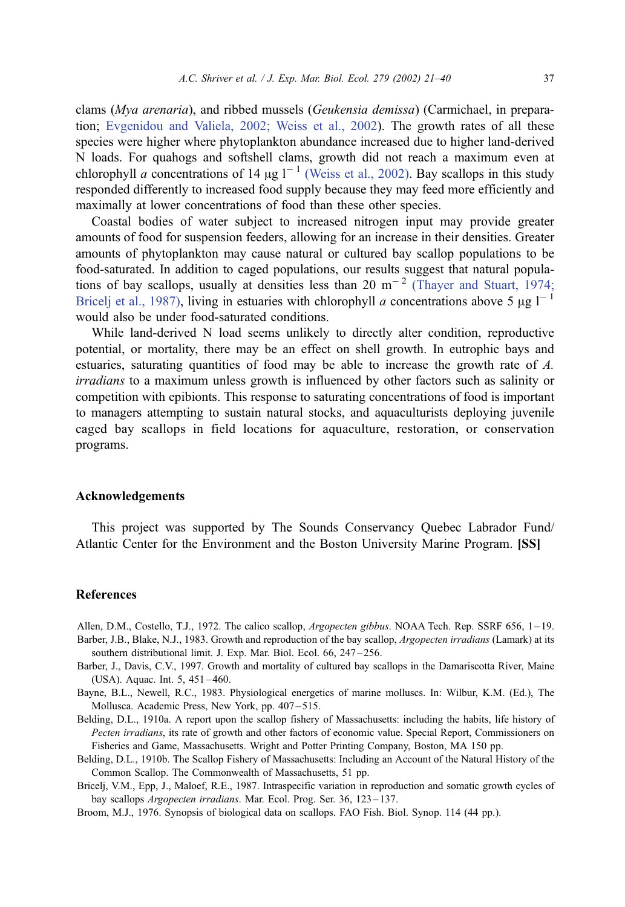clams (*Mya arenaria*), and ribbed mussels (*Geukensia demissa*) (Carmichael, in preparation; Evgenidou and Valiela, 2002; Weiss et al., 2002). The growth rates of all these species were higher where phytoplankton abundance increased due to higher land-derived N loads. For quahogs and softshell clams, growth did not reach a maximum even at chlorophyll *a* concentrations of 14 μg $l^{-1}$ (Weiss et al., 2002). Bay scallops in this study responded differently to increased food supply because they may feed more efficiently and maximally at lower concentrations of food than these other species.

Coastal bodies of water subject to increased nitrogen input may provide greater amounts of food for suspension feeders, allowing for an increase in their densities. Greater amounts of phytoplankton may cause natural or cultured bay scallop populations to be food-saturated. In addition to caged populations, our results suggest that natural populations of bay scallops, usually at densities less than 20 $m^{-2}$ (Thayer and Stuart, 1974; Bricelj et al., 1987), living in estuaries with chlorophyll *a* concentrations above 5 μg $l^{-1}$ would also be under food-saturated conditions.

While land-derived N load seems unlikely to directly alter condition, reproductive potential, or mortality, there may be an effect on shell growth. In eutrophic bays and estuaries, saturating quantities of food may be able to increase the growth rate of *A. irradians* to a maximum unless growth is influenced by other factors such as salinity or competition with epibionts. This response to saturating concentrations of food is important to managers attempting to sustain natural stocks, and aquaculturists deploying juvenile caged bay scallops in field locations for aquaculture, restoration, or conservation programs.

## Acknowledgements

This project was supported by The Sounds Conservancy Quebec Labrador Fund/Atlantic Center for the Environment and the Boston University Marine Program. **[SS]**

## References

Allen, D.M., Costello, T.J., 1972. The calico scallop, *Argopecten gibbus*. NOAA Tech. Rep. SSRF 656, 1–19.

Barber, J.B., Blake, N.J., 1983. Growth and reproduction of the bay scallop, *Argopecten irradians* (Lamark) at its southern distributional limit. J. Exp. Mar. Biol. Ecol. 66, 247–256.

Barber, J., Davis, C.V., 1997. Growth and mortality of cultured bay scallops in the Damariscotta River, Maine (USA). Aquac. Int. 5, 451–460.

Bayne, B.L., Newell, R.C., 1983. Physiological energetics of marine molluscs. In: Wilbur, K.M. (Ed.), The Mollusca. Academic Press, New York, pp. 407–515.

Belding, D.L., 1910a. A report upon the scallop fishery of Massachusetts: including the habits, life history of *Pecten irradians*, its rate of growth and other factors of economic value. Special Report, Commissioners on Fisheries and Game, Massachusetts. Wright and Potter Printing Company, Boston, MA 150 pp.

Belding, D.L., 1910b. The Scallop Fishery of Massachusetts: Including an Account of the Natural History of the Common Scallop. The Commonwealth of Massachusetts, 51 pp.

Bricelj, V.M., Epp, J., Maloef, R.E., 1987. Intraspecific variation in reproduction and somatic growth cycles of bay scallops *Argopecten irradians*. Mar. Ecol. Prog. Ser. 36, 123–137.

Broom, M.J., 1976. Synopsis of biological data on scallops. FAO Fish. Biol. Synop. 114 (44 pp.).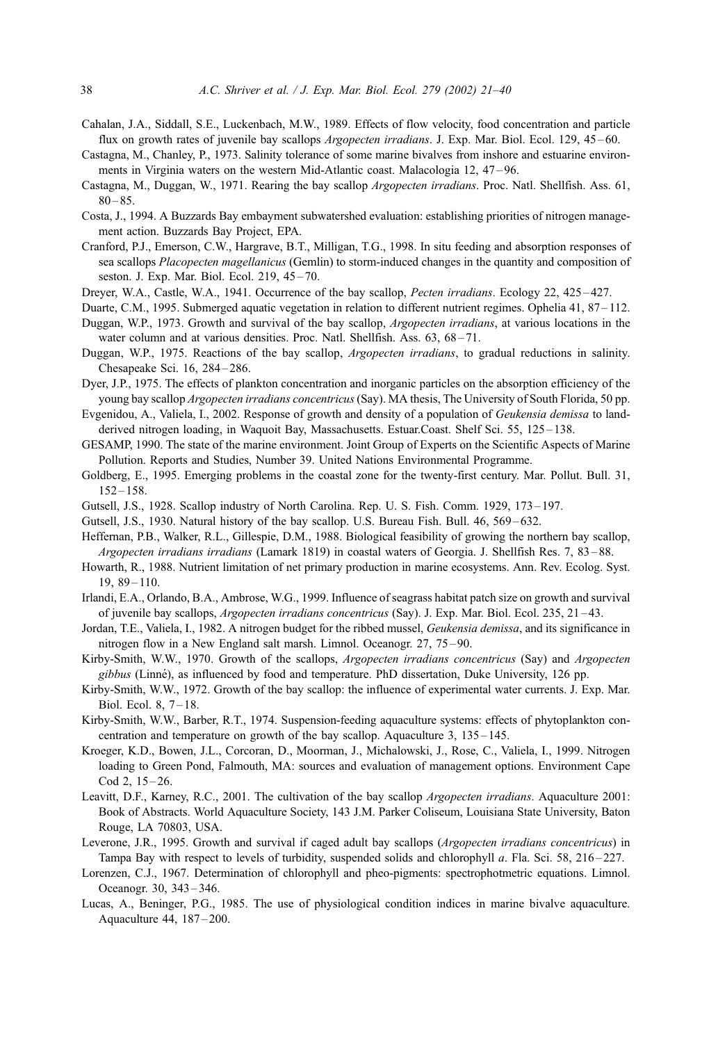Cahalan, J.A., Siddall, S.E., Luckenbach, M.W., 1989. Effects of flow velocity, food concentration and particle flux on growth rates of juvenile bay scallops *Argopecten irradians*. J. Exp. Mar. Biol. Ecol. 129, 45–60.

Castagna, M., Chanley, P., 1973. Salinity tolerance of some marine bivalves from inshore and estuarine environments in Virginia waters on the western Mid-Atlantic coast. Malacologia 12, 47–96.

Castagna, M., Duggan, W., 1971. Rearing the bay scallop *Argopecten irradians*. Proc. Natl. Shellfish. Ass. 61, 80–85.

Costa, J., 1994. A Buzzards Bay embayment subwatershed evaluation: establishing priorities of nitrogen management action. Buzzards Bay Project, EPA.

Cranford, P.J., Emerson, C.W., Hargrave, B.T., Milligan, T.G., 1998. In situ feeding and absorption responses of sea scallops *Placopecten magellanicus* (Gemlin) to storm-induced changes in the quantity and composition of seston. J. Exp. Mar. Biol. Ecol. 219, 45–70.

Dreyer, W.A., Castle, W.A., 1941. Occurrence of the bay scallop, *Pecten irradians*. Ecology 22, 425–427.

Duarte, C.M., 1995. Submerged aquatic vegetation in relation to different nutrient regimes. Ophelia 41, 87–112.

Duggan, W.P., 1973. Growth and survival of the bay scallop, *Argopecten irradians*, at various locations in the water column and at various densities. Proc. Natl. Shellfish. Ass. 63, 68–71.

Duggan, W.P., 1975. Reactions of the bay scallop, *Argopecten irradians*, to gradual reductions in salinity. Chesapeake Sci. 16, 284–286.

Dyer, J.P., 1975. The effects of plankton concentration and inorganic particles on the absorption efficiency of the young bay scallop *Argopecten irradians concentricus* (Say). MA thesis, The University of South Florida, 50 pp.

Evgenidou, A., Valiela, I., 2002. Response of growth and density of a population of *Geukensia demissa* to land-derived nitrogen loading, in Waquoit Bay, Massachusetts. Estuar.Coast. Shelf Sci. 55, 125–138.

GESAMP, 1990. The state of the marine environment. Joint Group of Experts on the Scientific Aspects of Marine Pollution. Reports and Studies, Number 39. United Nations Environmental Programme.

Goldberg, E., 1995. Emerging problems in the coastal zone for the twenty-first century. Mar. Pollut. Bull. 31, 152–158.

Gutsell, J.S., 1928. Scallop industry of North Carolina. Rep. U. S. Fish. Comm. 1929, 173–197.

Gutsell, J.S., 1930. Natural history of the bay scallop. U.S. Bureau Fish. Bull. 46, 569–632.

Heffernan, P.B., Walker, R.L., Gillespie, D.M., 1988. Biological feasibility of growing the northern bay scallop, *Argopecten irradians irradians* (Lamark 1819) in coastal waters of Georgia. J. Shellfish Res. 7, 83–88.

Howarth, R., 1988. Nutrient limitation of net primary production in marine ecosystems. Ann. Rev. Ecolog. Syst. 19, 89–110.

Irlandi, E.A., Orlando, B.A., Ambrose, W.G., 1999. Influence of seagrass habitat patch size on growth and survival of juvenile bay scallops, *Argopecten irradians concentricus* (Say). J. Exp. Mar. Biol. Ecol. 235, 21–43.

Jordan, T.E., Valiela, I., 1982. A nitrogen budget for the ribbed mussel, *Geukensia demissa*, and its significance in nitrogen flow in a New England salt marsh. Limnol. Oceanogr. 27, 75–90.

Kirby-Smith, W.W., 1970. Growth of the scallops, *Argopecten irradians concentricus* (Say) and *Argopecten gibbus* (Linné), as influenced by food and temperature. PhD dissertation, Duke University, 126 pp.

Kirby-Smith, W.W., 1972. Growth of the bay scallop: the influence of experimental water currents. J. Exp. Mar. Biol. Ecol. 8, 7–18.

Kirby-Smith, W.W., Barber, R.T., 1974. Suspension-feeding aquaculture systems: effects of phytoplankton concentration and temperature on growth of the bay scallop. Aquaculture 3, 135–145.

Kroeger, K.D., Bowen, J.L., Corcoran, D., Moorman, J., Michalowski, J., Rose, C., Valiela, I., 1999. Nitrogen loading to Green Pond, Falmouth, MA: sources and evaluation of management options. Environment Cape Cod 2, 15–26.

Leavitt, D.F., Karney, R.C., 2001. The cultivation of the bay scallop *Argopecten irradians*. Aquaculture 2001: Book of Abstracts. World Aquaculture Society, 143 J.M. Parker Coliseum, Louisiana State University, Baton Rouge, LA 70803, USA.

Leverone, J.R., 1995. Growth and survival if caged adult bay scallops (*Argopecten irradians concentricus*) in Tampa Bay with respect to levels of turbidity, suspended solids and chlorophyll *a*. Fla. Sci. 58, 216–227.

Lorenzen, C.J., 1967. Determination of chlorophyll and pheo-pigments: spectrophotmetric equations. Limnol. Oceanogr. 30, 343–346.

Lucas, A., Beninger, P.G., 1985. The use of physiological condition indices in marine bivalve aquaculture. Aquaculture 44, 187–200.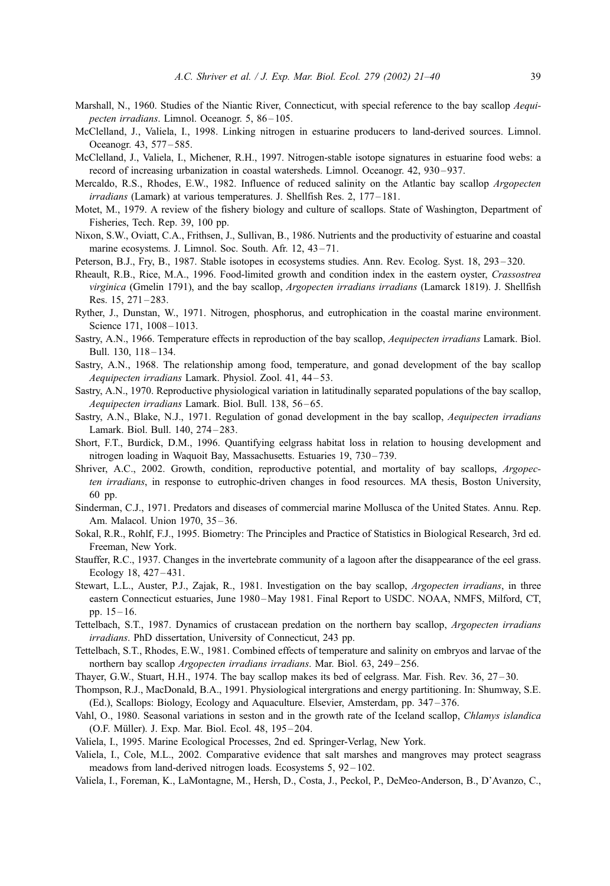Marshall, N., 1960. Studies of the Niantic River, Connecticut, with special reference to the bay scallop *Aequipecten irradians*. Limnol. Oceanogr. 5, 86–105.

McClelland, J., Valiela, I., 1998. Linking nitrogen in estuarine producers to land-derived sources. Limnol. Oceanogr. 43, 577–585.

McClelland, J., Valiela, I., Michener, R.H., 1997. Nitrogen-stable isotope signatures in estuarine food webs: a record of increasing urbanization in coastal watersheds. Limnol. Oceanogr. 42, 930–937.

Mercaldo, R.S., Rhodes, E.W., 1982. Influence of reduced salinity on the Atlantic bay scallop *Argopecten irradians* (Lamark) at various temperatures. J. Shellfish Res. 2, 177–181.

Motet, M., 1979. A review of the fishery biology and culture of scallops. State of Washington, Department of Fisheries, Tech. Rep. 39, 100 pp.

Nixon, S.W., Oviatt, C.A., Frithsen, J., Sullivan, B., 1986. Nutrients and the productivity of estuarine and coastal marine ecosystems. J. Limnol. Soc. South. Afr. 12, 43–71.

Peterson, B.J., Fry, B., 1987. Stable isotopes in ecosystems studies. Ann. Rev. Ecolog. Syst. 18, 293–320.

Rheault, R.B., Rice, M.A., 1996. Food-limited growth and condition index in the eastern oyster, *Crassostrea virginica* (Gmelin 1791), and the bay scallop, *Argopecten irradians irradians* (Lamarck 1819). J. Shellfish Res. 15, 271–283.

Ryther, J., Dunstan, W., 1971. Nitrogen, phosphorus, and eutrophication in the coastal marine environment. Science 171, 1008–1013.

Sastry, A.N., 1966. Temperature effects in reproduction of the bay scallop, *Aequipecten irradians* Lamark. Biol. Bull. 130, 118–134.

Sastry, A.N., 1968. The relationship among food, temperature, and gonad development of the bay scallop *Aequipecten irradians* Lamark. Physiol. Zool. 41, 44–53.

Sastry, A.N., 1970. Reproductive physiological variation in latitudinally separated populations of the bay scallop, *Aequipecten irradians* Lamark. Biol. Bull. 138, 56–65.

Sastry, A.N., Blake, N.J., 1971. Regulation of gonad development in the bay scallop, *Aequipecten irradians* Lamark. Biol. Bull. 140, 274–283.

Short, F.T., Burdick, D.M., 1996. Quantifying eelgrass habitat loss in relation to housing development and nitrogen loading in Waquoit Bay, Massachusetts. Estuaries 19, 730–739.

Shriver, A.C., 2002. Growth, condition, reproductive potential, and mortality of bay scallops, *Argopecten irradians*, in response to eutrophic-driven changes in food resources. MA thesis, Boston University, 60 pp.

Sinderman, C.J., 1971. Predators and diseases of commercial marine Mollusca of the United States. Annu. Rep. Am. Malacol. Union 1970, 35–36.

Sokal, R.R., Rohlf, F.J., 1995. Biometry: The Principles and Practice of Statistics in Biological Research, 3rd ed. Freeman, New York.

Stauffer, R.C., 1937. Changes in the invertebrate community of a lagoon after the disappearance of the eel grass. Ecology 18, 427–431.

Stewart, L.L., Auster, P.J., Zajak, R., 1981. Investigation on the bay scallop, *Argopecten irradians*, in three eastern Connecticut estuaries, June 1980–May 1981. Final Report to USDC. NOAA, NMFS, Milford, CT, pp. 15–16.

Tettelbach, S.T., 1987. Dynamics of crustacean predation on the northern bay scallop, *Argopecten irradians irradians*. PhD dissertation, University of Connecticut, 243 pp.

Tettelbach, S.T., Rhodes, E.W., 1981. Combined effects of temperature and salinity on embryos and larvae of the northern bay scallop *Argopecten irradians irradians*. Mar. Biol. 63, 249–256.

Thayer, G.W., Stuart, H.H., 1974. The bay scallop makes its bed of eelgrass. Mar. Fish. Rev. 36, 27–30.

Thompson, R.J., MacDonald, B.A., 1991. Physiological intergrations and energy partitioning. In: Shumway, S.E. (Ed.), Scallops: Biology, Ecology and Aquaculture. Elsevier, Amsterdam, pp. 347–376.

Vahl, O., 1980. Seasonal variations in seston and in the growth rate of the Iceland scallop, *Chlamys islandica* (O.F. Müller). J. Exp. Mar. Biol. Ecol. 48, 195–204.

Valiela, I., 1995. Marine Ecological Processes, 2nd ed. Springer-Verlag, New York.

Valiela, I., Cole, M.L., 2002. Comparative evidence that salt marshes and mangroves may protect seagrass meadows from land-derived nitrogen loads. Ecosystems 5, 92–102.

Valiela, I., Foreman, K., LaMontagne, M., Hersh, D., Costa, J., Peckol, P., DeMeo-Anderson, B., D'Avanzo, C.,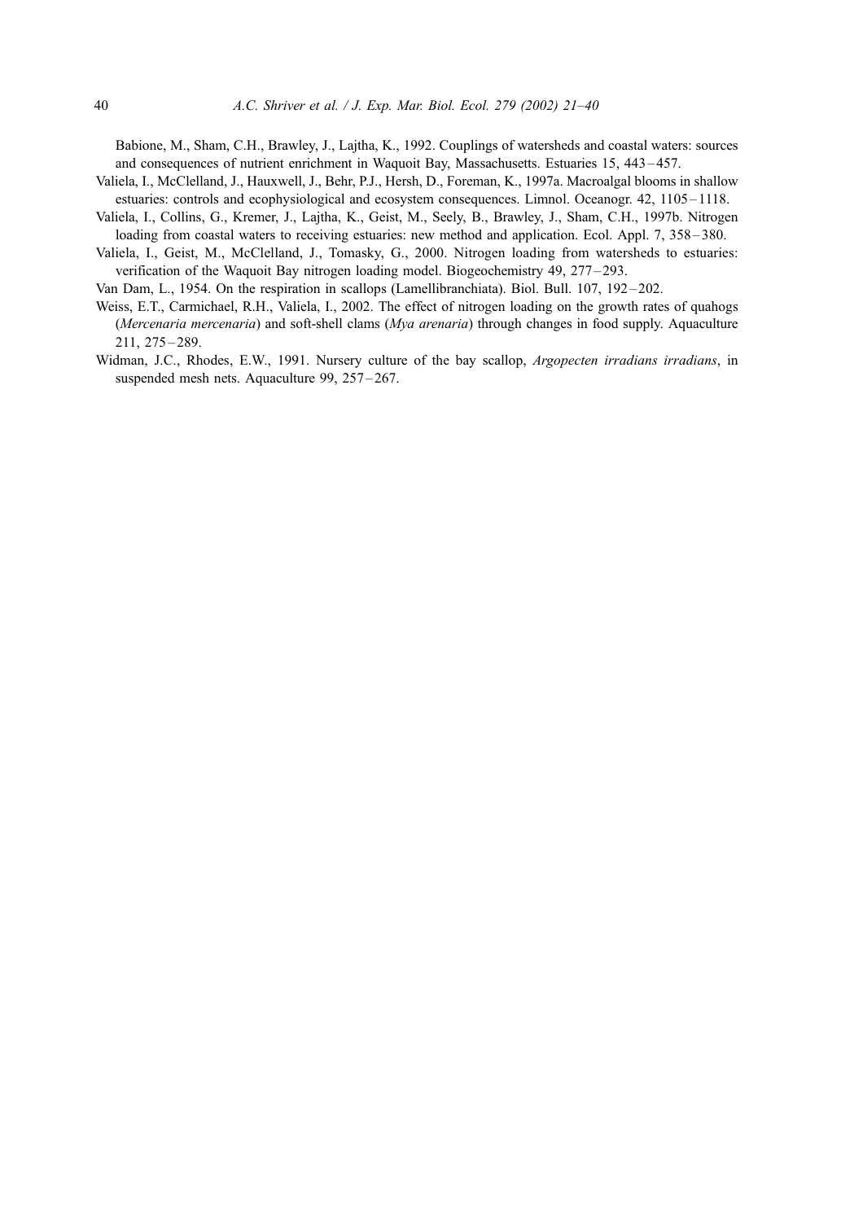Babione, M., Sham, C.H., Brawley, J., Lajtha, K., 1992. Couplings of watersheds and coastal waters: sources and consequences of nutrient enrichment in Waquoit Bay, Massachusetts. Estuaries 15, 443–457.

Valiela, I., McClelland, J., Hauxwell, J., Behr, P.J., Hersh, D., Foreman, K., 1997a. Macroalgal blooms in shallow estuaries: controls and ecophysiological and ecosystem consequences. Limnol. Oceanogr. 42, 1105–1118.

Valiela, I., Collins, G., Kremer, J., Lajtha, K., Geist, M., Seely, B., Brawley, J., Sham, C.H., 1997b. Nitrogen loading from coastal waters to receiving estuaries: new method and application. Ecol. Appl. 7, 358–380.

Valiela, I., Geist, M., McClelland, J., Tomasky, G., 2000. Nitrogen loading from watersheds to estuaries: verification of the Waquoit Bay nitrogen loading model. Biogeochemistry 49, 277–293.

Van Dam, L., 1954. On the respiration in scallops (Lamellibranchiata). Biol. Bull. 107, 192–202.

Weiss, E.T., Carmichael, R.H., Valiela, I., 2002. The effect of nitrogen loading on the growth rates of quahogs (*Mercenaria mercenaria*) and soft-shell clams (*Mya arenaria*) through changes in food supply. Aquaculture 211, 275–289.

Widman, J.C., Rhodes, E.W., 1991. Nursery culture of the bay scallop, *Argopecten irradians irradians*, in suspended mesh nets. Aquaculture 99, 257–267.